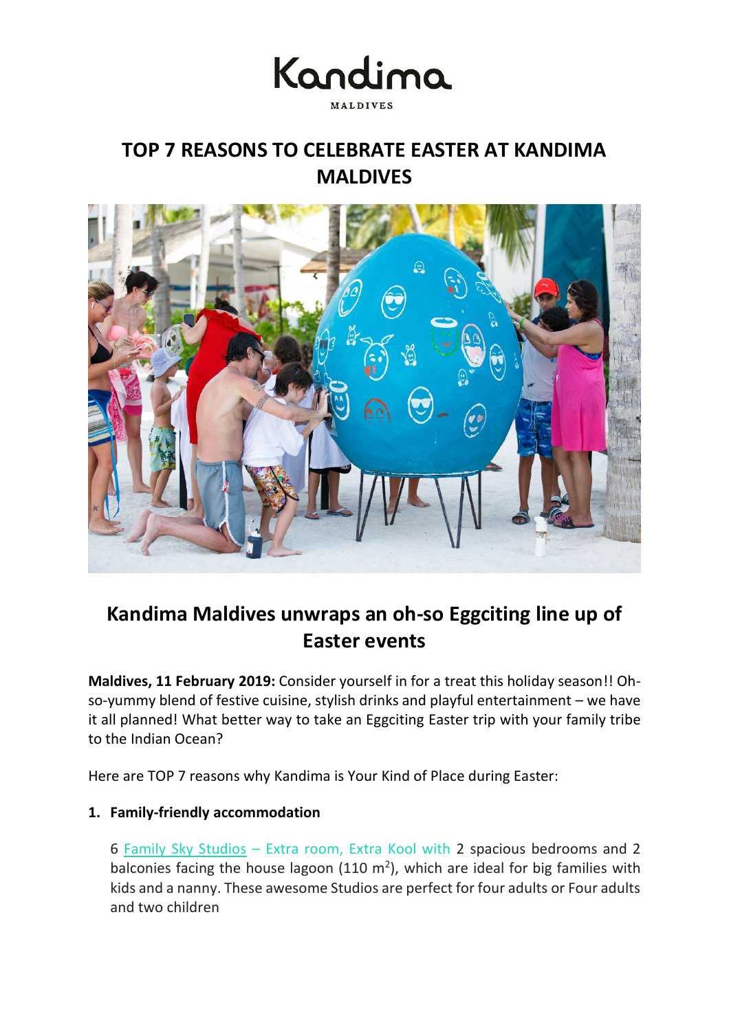Kandima

MALDIVES

# TOP 7 REASONS TO CELEBRATE EASTER AT KANDIMA MALDIVES

## Kandima Maldives unwraps an oh-so Eggciting line up of Easter events

**Maldives, 11 February 2019:** Consider yourself in for a treat this holiday season!! Oh-so-yummy blend of festive cuisine, stylish drinks and playful entertainment – we have it all planned! What better way to take an Eggciting Easter trip with your family tribe to the Indian Ocean?

Here are TOP 7 reasons why Kandima is Your Kind of Place during Easter:

1. **Family-friendly accommodation**

   6 Family Sky Studios – Extra room, Extra Kool with 2 spacious bedrooms and 2 balconies facing the house lagoon (110 m$^2$), which are ideal for big families with kids and a nanny. These awesome Studios are perfect for four adults or Four adults and two children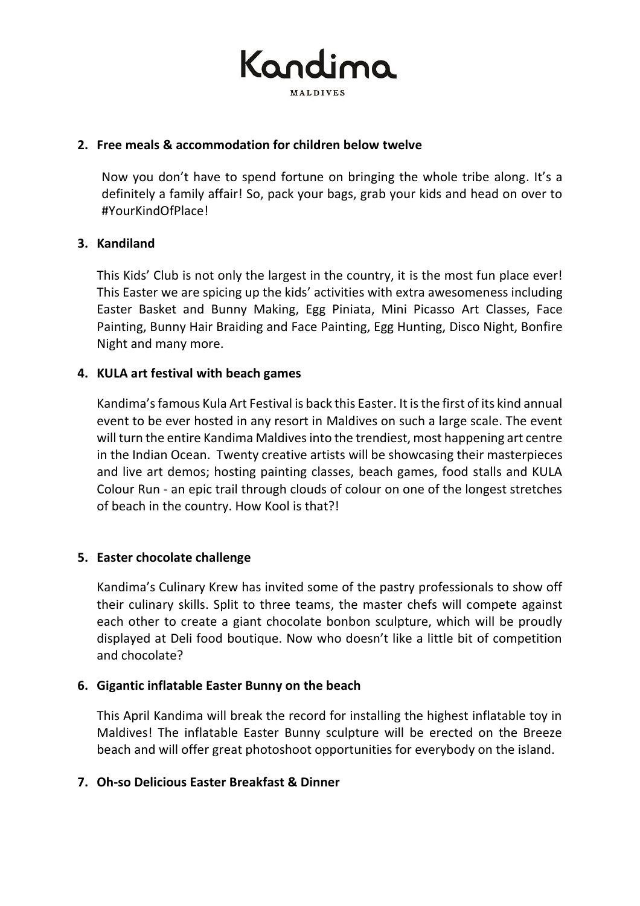2. **Free meals & accommodation for children below twelve**

   Now you don't have to spend fortune on bringing the whole tribe along. It's a definitely a family affair! So, pack your bags, grab your kids and head on over to #YourKindOfPlace!

3. **Kandiland**

   This Kids' Club is not only the largest in the country, it is the most fun place ever! This Easter we are spicing up the kids' activities with extra awesomeness including Easter Basket and Bunny Making, Egg Piniata, Mini Picasso Art Classes, Face Painting, Bunny Hair Braiding and Face Painting, Egg Hunting, Disco Night, Bonfire Night and many more.

4. **KULA art festival with beach games**

   Kandima's famous Kula Art Festival is back this Easter. It is the first of its kind annual event to be ever hosted in any resort in Maldives on such a large scale. The event will turn the entire Kandima Maldives into the trendiest, most happening art centre in the Indian Ocean. Twenty creative artists will be showcasing their masterpieces and live art demos; hosting painting classes, beach games, food stalls and KULA Colour Run - an epic trail through clouds of colour on one of the longest stretches of beach in the country. How Kool is that?!

5. **Easter chocolate challenge**

   Kandima's Culinary Krew has invited some of the pastry professionals to show off their culinary skills. Split to three teams, the master chefs will compete against each other to create a giant chocolate bonbon sculpture, which will be proudly displayed at Deli food boutique. Now who doesn't like a little bit of competition and chocolate?

6. **Gigantic inflatable Easter Bunny on the beach**

   This April Kandima will break the record for installing the highest inflatable toy in Maldives! The inflatable Easter Bunny sculpture will be erected on the Breeze beach and will offer great photoshoot opportunities for everybody on the island.

7. **Oh-so Delicious Easter Breakfast & Dinner**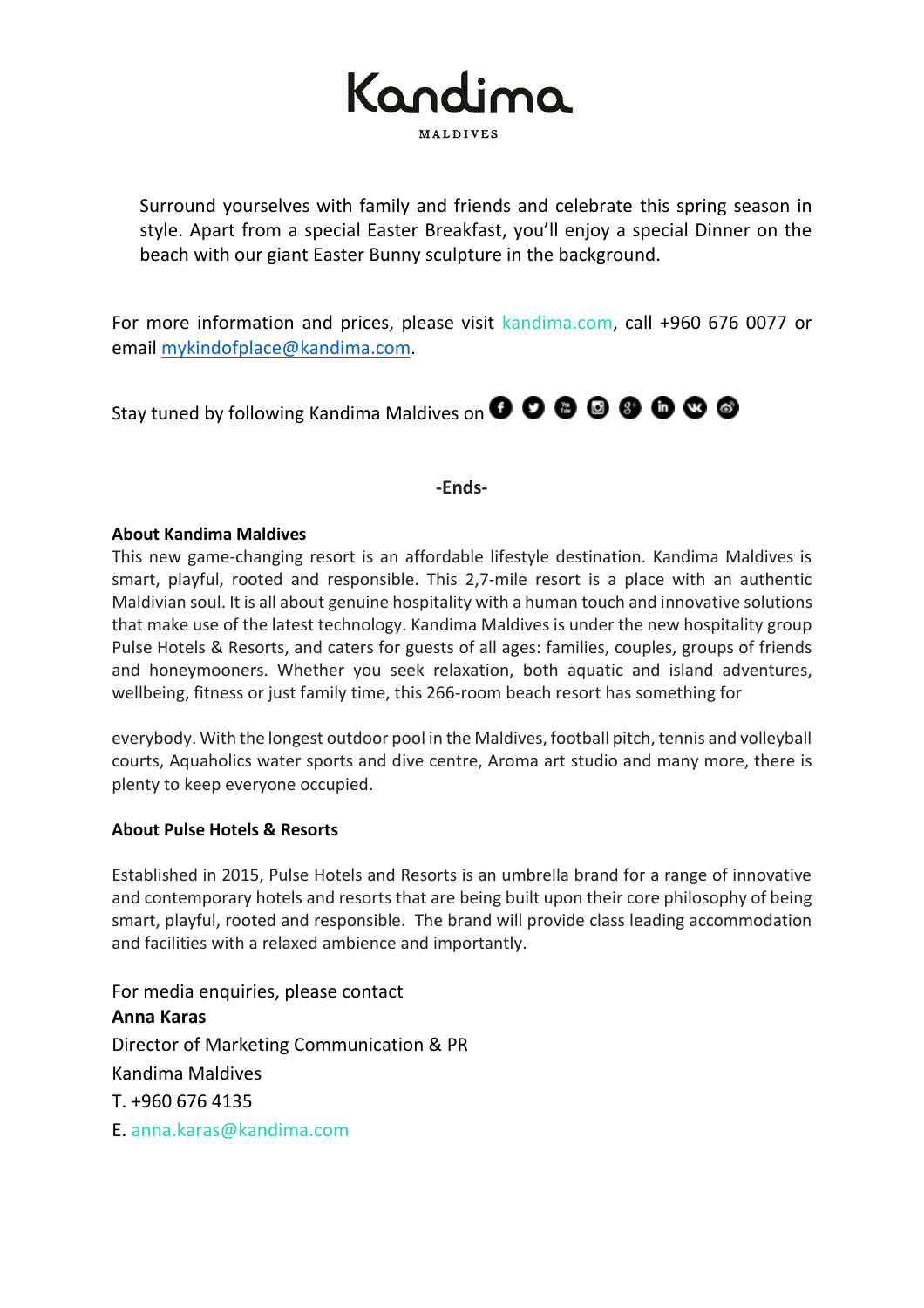Surround yourselves with family and friends and celebrate this spring season in style. Apart from a special Easter Breakfast, you'll enjoy a special Dinner on the beach with our giant Easter Bunny sculpture in the background.

For more information and prices, please visit kandima.com, call +960 676 0077 or email mykindofplace@kandima.com.

Stay tuned by following Kandima Maldives on

**-Ends-**

**About Kandima Maldives**

This new game-changing resort is an affordable lifestyle destination. Kandima Maldives is smart, playful, rooted and responsible. This 2,7-mile resort is a place with an authentic Maldivian soul. It is all about genuine hospitality with a human touch and innovative solutions that make use of the latest technology. Kandima Maldives is under the new hospitality group Pulse Hotels & Resorts, and caters for guests of all ages: families, couples, groups of friends and honeymooners. Whether you seek relaxation, both aquatic and island adventures, wellbeing, fitness or just family time, this 266-room beach resort has something for

everybody. With the longest outdoor pool in the Maldives, football pitch, tennis and volleyball courts, Aquaholics water sports and dive centre, Aroma art studio and many more, there is plenty to keep everyone occupied.

**About Pulse Hotels & Resorts**

Established in 2015, Pulse Hotels and Resorts is an umbrella brand for a range of innovative and contemporary hotels and resorts that are being built upon their core philosophy of being smart, playful, rooted and responsible. The brand will provide class leading accommodation and facilities with a relaxed ambience and importantly.

For media enquiries, please contact
**Anna Karas**
Director of Marketing Communication & PR
Kandima Maldives
T. +960 676 4135
E. anna.karas@kandima.com